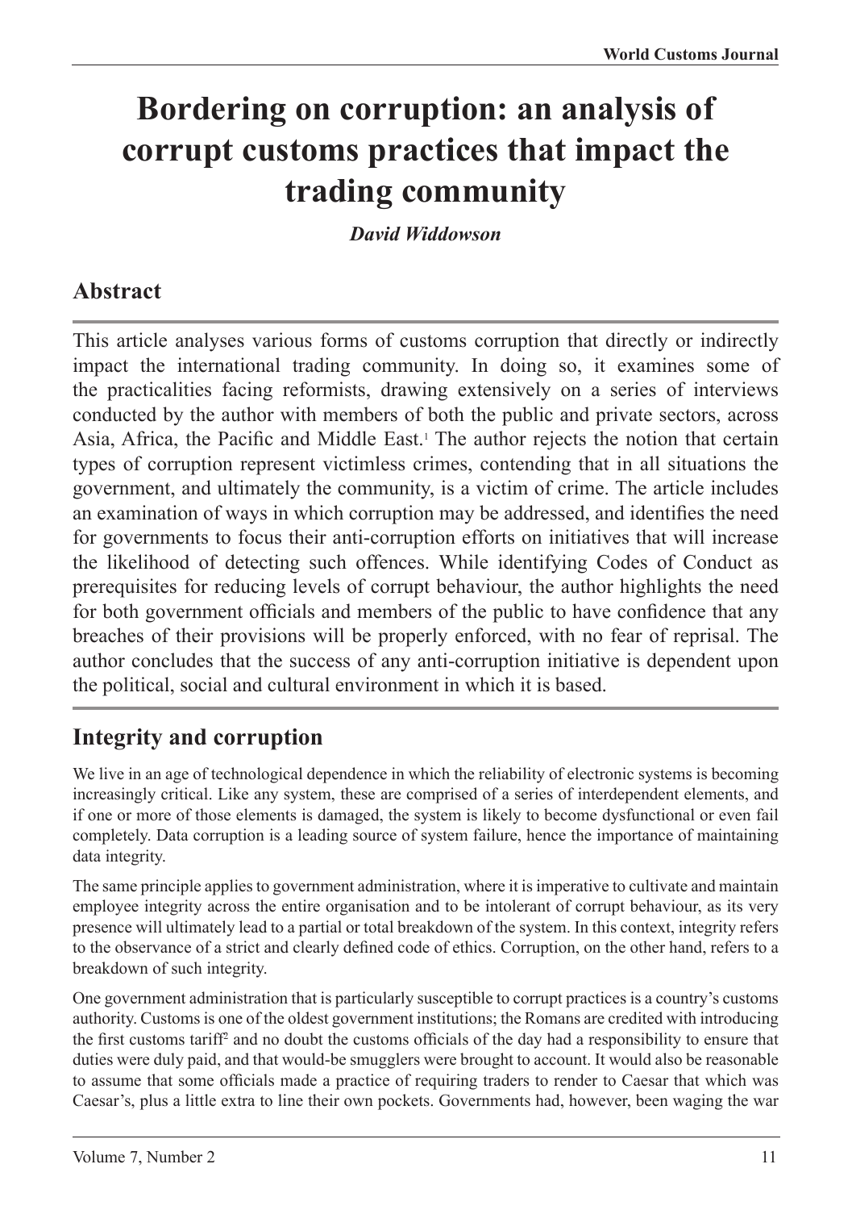# Bordering on corruption: an analysis of corrupt customs practices that impact the trading community

*David Widdowson*

## Abstract

This article analyses various forms of customs corruption that directly or indirectly impact the international trading community. In doing so, it examines some of the practicalities facing reformists, drawing extensively on a series of interviews conducted by the author with members of both the public and private sectors, across Asia, Africa, the Pacific and Middle East.[1] The author rejects the notion that certain types of corruption represent victimless crimes, contending that in all situations the government, and ultimately the community, is a victim of crime. The article includes an examination of ways in which corruption may be addressed, and identifies the need for governments to focus their anti-corruption efforts on initiatives that will increase the likelihood of detecting such offences. While identifying Codes of Conduct as prerequisites for reducing levels of corrupt behaviour, the author highlights the need for both government officials and members of the public to have confidence that any breaches of their provisions will be properly enforced, with no fear of reprisal. The author concludes that the success of any anti-corruption initiative is dependent upon the political, social and cultural environment in which it is based.

## Integrity and corruption

We live in an age of technological dependence in which the reliability of electronic systems is becoming increasingly critical. Like any system, these are comprised of a series of interdependent elements, and if one or more of those elements is damaged, the system is likely to become dysfunctional or even fail completely. Data corruption is a leading source of system failure, hence the importance of maintaining data integrity.

The same principle applies to government administration, where it is imperative to cultivate and maintain employee integrity across the entire organisation and to be intolerant of corrupt behaviour, as its very presence will ultimately lead to a partial or total breakdown of the system. In this context, integrity refers to the observance of a strict and clearly defined code of ethics. Corruption, on the other hand, refers to a breakdown of such integrity.

One government administration that is particularly susceptible to corrupt practices is a country's customs authority. Customs is one of the oldest government institutions; the Romans are credited with introducing the first customs tariff[2] and no doubt the customs officials of the day had a responsibility to ensure that duties were duly paid, and that would-be smugglers were brought to account. It would also be reasonable to assume that some officials made a practice of requiring traders to render to Caesar that which was Caesar's, plus a little extra to line their own pockets. Governments had, however, been waging the war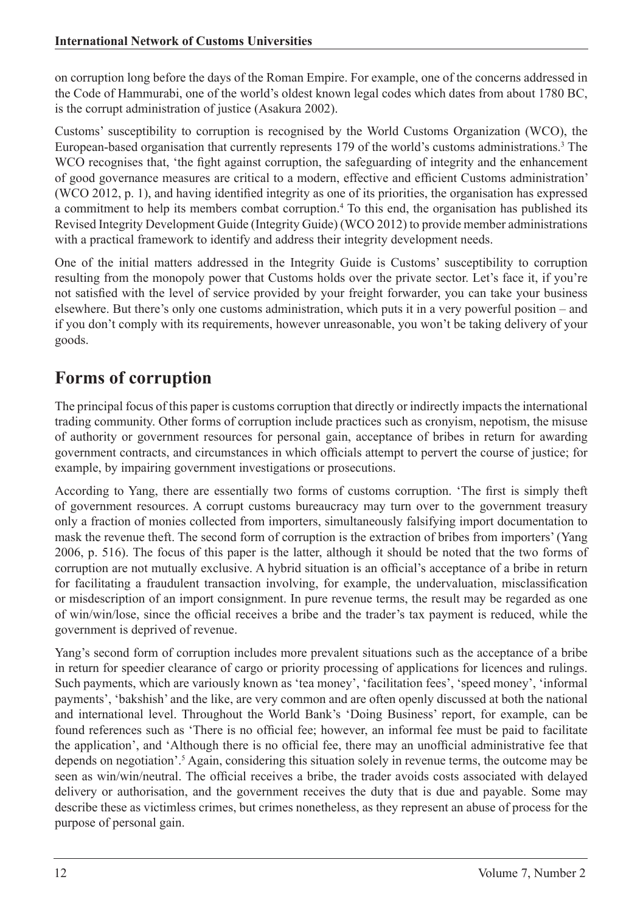on corruption long before the days of the Roman Empire. For example, one of the concerns addressed in the Code of Hammurabi, one of the world's oldest known legal codes which dates from about 1780 BC, is the corrupt administration of justice (Asakura 2002).

Customs' susceptibility to corruption is recognised by the World Customs Organization (WCO), the European-based organisation that currently represents 179 of the world's customs administrations.[3] The WCO recognises that, 'the fight against corruption, the safeguarding of integrity and the enhancement of good governance measures are critical to a modern, effective and efficient Customs administration' (WCO 2012, p. 1), and having identified integrity as one of its priorities, the organisation has expressed a commitment to help its members combat corruption.[4] To this end, the organisation has published its Revised Integrity Development Guide (Integrity Guide) (WCO 2012) to provide member administrations with a practical framework to identify and address their integrity development needs.

One of the initial matters addressed in the Integrity Guide is Customs' susceptibility to corruption resulting from the monopoly power that Customs holds over the private sector. Let's face it, if you're not satisfied with the level of service provided by your freight forwarder, you can take your business elsewhere. But there's only one customs administration, which puts it in a very powerful position – and if you don't comply with its requirements, however unreasonable, you won't be taking delivery of your goods.

## Forms of corruption

The principal focus of this paper is customs corruption that directly or indirectly impacts the international trading community. Other forms of corruption include practices such as cronyism, nepotism, the misuse of authority or government resources for personal gain, acceptance of bribes in return for awarding government contracts, and circumstances in which officials attempt to pervert the course of justice; for example, by impairing government investigations or prosecutions.

According to Yang, there are essentially two forms of customs corruption. 'The first is simply theft of government resources. A corrupt customs bureaucracy may turn over to the government treasury only a fraction of monies collected from importers, simultaneously falsifying import documentation to mask the revenue theft. The second form of corruption is the extraction of bribes from importers' (Yang 2006, p. 516). The focus of this paper is the latter, although it should be noted that the two forms of corruption are not mutually exclusive. A hybrid situation is an official's acceptance of a bribe in return for facilitating a fraudulent transaction involving, for example, the undervaluation, misclassification or misdescription of an import consignment. In pure revenue terms, the result may be regarded as one of win/win/lose, since the official receives a bribe and the trader's tax payment is reduced, while the government is deprived of revenue.

Yang's second form of corruption includes more prevalent situations such as the acceptance of a bribe in return for speedier clearance of cargo or priority processing of applications for licences and rulings. Such payments, which are variously known as 'tea money', 'facilitation fees', 'speed money', 'informal payments', 'bakshish' and the like, are very common and are often openly discussed at both the national and international level. Throughout the World Bank's 'Doing Business' report, for example, can be found references such as 'There is no official fee; however, an informal fee must be paid to facilitate the application', and 'Although there is no official fee, there may an unofficial administrative fee that depends on negotiation'.[5] Again, considering this situation solely in revenue terms, the outcome may be seen as win/win/neutral. The official receives a bribe, the trader avoids costs associated with delayed delivery or authorisation, and the government receives the duty that is due and payable. Some may describe these as victimless crimes, but crimes nonetheless, as they represent an abuse of process for the purpose of personal gain.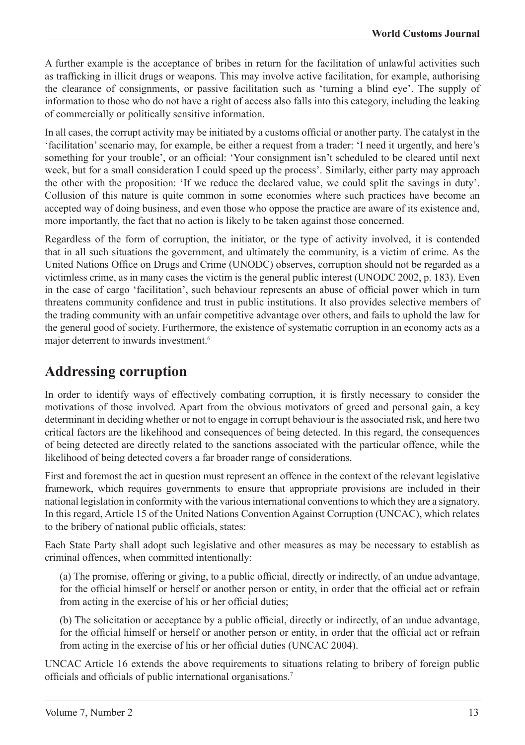A further example is the acceptance of bribes in return for the facilitation of unlawful activities such as trafficking in illicit drugs or weapons. This may involve active facilitation, for example, authorising the clearance of consignments, or passive facilitation such as 'turning a blind eye'. The supply of information to those who do not have a right of access also falls into this category, including the leaking of commercially or politically sensitive information.

In all cases, the corrupt activity may be initiated by a customs official or another party. The catalyst in the 'facilitation' scenario may, for example, be either a request from a trader: 'I need it urgently, and here's something for your trouble', or an official: 'Your consignment isn't scheduled to be cleared until next week, but for a small consideration I could speed up the process'. Similarly, either party may approach the other with the proposition: 'If we reduce the declared value, we could split the savings in duty'. Collusion of this nature is quite common in some economies where such practices have become an accepted way of doing business, and even those who oppose the practice are aware of its existence and, more importantly, the fact that no action is likely to be taken against those concerned.

Regardless of the form of corruption, the initiator, or the type of activity involved, it is contended that in all such situations the government, and ultimately the community, is a victim of crime. As the United Nations Office on Drugs and Crime (UNODC) observes, corruption should not be regarded as a victimless crime, as in many cases the victim is the general public interest (UNODC 2002, p. 183). Even in the case of cargo 'facilitation', such behaviour represents an abuse of official power which in turn threatens community confidence and trust in public institutions. It also provides selective members of the trading community with an unfair competitive advantage over others, and fails to uphold the law for the general good of society. Furthermore, the existence of systematic corruption in an economy acts as a major deterrent to inwards investment.[6]

## Addressing corruption

In order to identify ways of effectively combating corruption, it is firstly necessary to consider the motivations of those involved. Apart from the obvious motivators of greed and personal gain, a key determinant in deciding whether or not to engage in corrupt behaviour is the associated risk, and here two critical factors are the likelihood and consequences of being detected. In this regard, the consequences of being detected are directly related to the sanctions associated with the particular offence, while the likelihood of being detected covers a far broader range of considerations.

First and foremost the act in question must represent an offence in the context of the relevant legislative framework, which requires governments to ensure that appropriate provisions are included in their national legislation in conformity with the various international conventions to which they are a signatory. In this regard, Article 15 of the United Nations Convention Against Corruption (UNCAC), which relates to the bribery of national public officials, states:

Each State Party shall adopt such legislative and other measures as may be necessary to establish as criminal offences, when committed intentionally:

> (a) The promise, offering or giving, to a public official, directly or indirectly, of an undue advantage, for the official himself or herself or another person or entity, in order that the official act or refrain from acting in the exercise of his or her official duties;
>
> (b) The solicitation or acceptance by a public official, directly or indirectly, of an undue advantage, for the official himself or herself or another person or entity, in order that the official act or refrain from acting in the exercise of his or her official duties (UNCAC 2004).

UNCAC Article 16 extends the above requirements to situations relating to bribery of foreign public officials and officials of public international organisations.[7]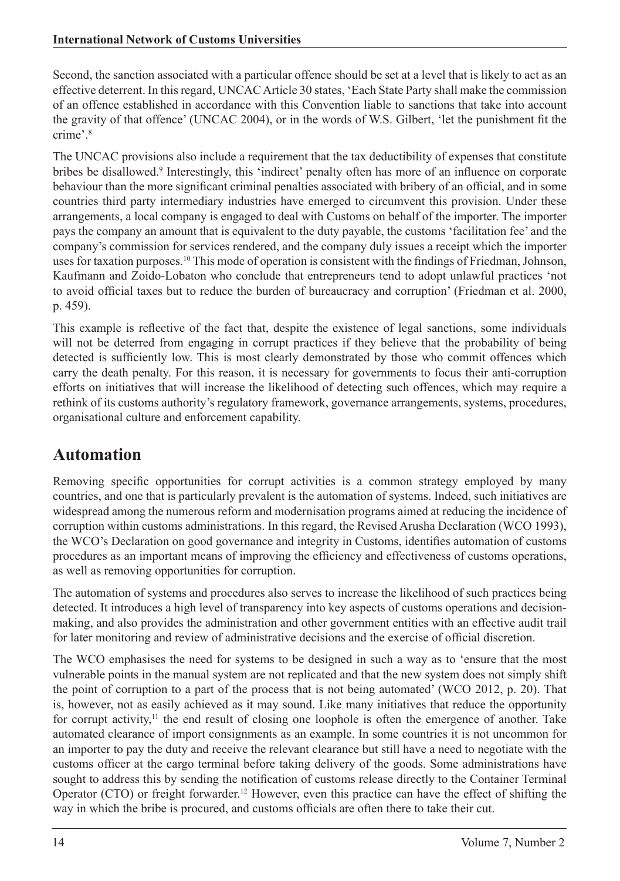Second, the sanction associated with a particular offence should be set at a level that is likely to act as an effective deterrent. In this regard, UNCAC Article 30 states, 'Each State Party shall make the commission of an offence established in accordance with this Convention liable to sanctions that take into account the gravity of that offence' (UNCAC 2004), or in the words of W.S. Gilbert, 'let the punishment fit the crime'.[8]

The UNCAC provisions also include a requirement that the tax deductibility of expenses that constitute bribes be disallowed.[9] Interestingly, this 'indirect' penalty often has more of an influence on corporate behaviour than the more significant criminal penalties associated with bribery of an official, and in some countries third party intermediary industries have emerged to circumvent this provision. Under these arrangements, a local company is engaged to deal with Customs on behalf of the importer. The importer pays the company an amount that is equivalent to the duty payable, the customs 'facilitation fee' and the company's commission for services rendered, and the company duly issues a receipt which the importer uses for taxation purposes.[10] This mode of operation is consistent with the findings of Friedman, Johnson, Kaufmann and Zoido-Lobaton who conclude that entrepreneurs tend to adopt unlawful practices 'not to avoid official taxes but to reduce the burden of bureaucracy and corruption' (Friedman et al. 2000, p. 459).

This example is reflective of the fact that, despite the existence of legal sanctions, some individuals will not be deterred from engaging in corrupt practices if they believe that the probability of being detected is sufficiently low. This is most clearly demonstrated by those who commit offences which carry the death penalty. For this reason, it is necessary for governments to focus their anti-corruption efforts on initiatives that will increase the likelihood of detecting such offences, which may require a rethink of its customs authority's regulatory framework, governance arrangements, systems, procedures, organisational culture and enforcement capability.

## Automation

Removing specific opportunities for corrupt activities is a common strategy employed by many countries, and one that is particularly prevalent is the automation of systems. Indeed, such initiatives are widespread among the numerous reform and modernisation programs aimed at reducing the incidence of corruption within customs administrations. In this regard, the Revised Arusha Declaration (WCO 1993), the WCO's Declaration on good governance and integrity in Customs, identifies automation of customs procedures as an important means of improving the efficiency and effectiveness of customs operations, as well as removing opportunities for corruption.

The automation of systems and procedures also serves to increase the likelihood of such practices being detected. It introduces a high level of transparency into key aspects of customs operations and decision-making, and also provides the administration and other government entities with an effective audit trail for later monitoring and review of administrative decisions and the exercise of official discretion.

The WCO emphasises the need for systems to be designed in such a way as to 'ensure that the most vulnerable points in the manual system are not replicated and that the new system does not simply shift the point of corruption to a part of the process that is not being automated' (WCO 2012, p. 20). That is, however, not as easily achieved as it may sound. Like many initiatives that reduce the opportunity for corrupt activity,[11] the end result of closing one loophole is often the emergence of another. Take automated clearance of import consignments as an example. In some countries it is not uncommon for an importer to pay the duty and receive the relevant clearance but still have a need to negotiate with the customs officer at the cargo terminal before taking delivery of the goods. Some administrations have sought to address this by sending the notification of customs release directly to the Container Terminal Operator (CTO) or freight forwarder.[12] However, even this practice can have the effect of shifting the way in which the bribe is procured, and customs officials are often there to take their cut.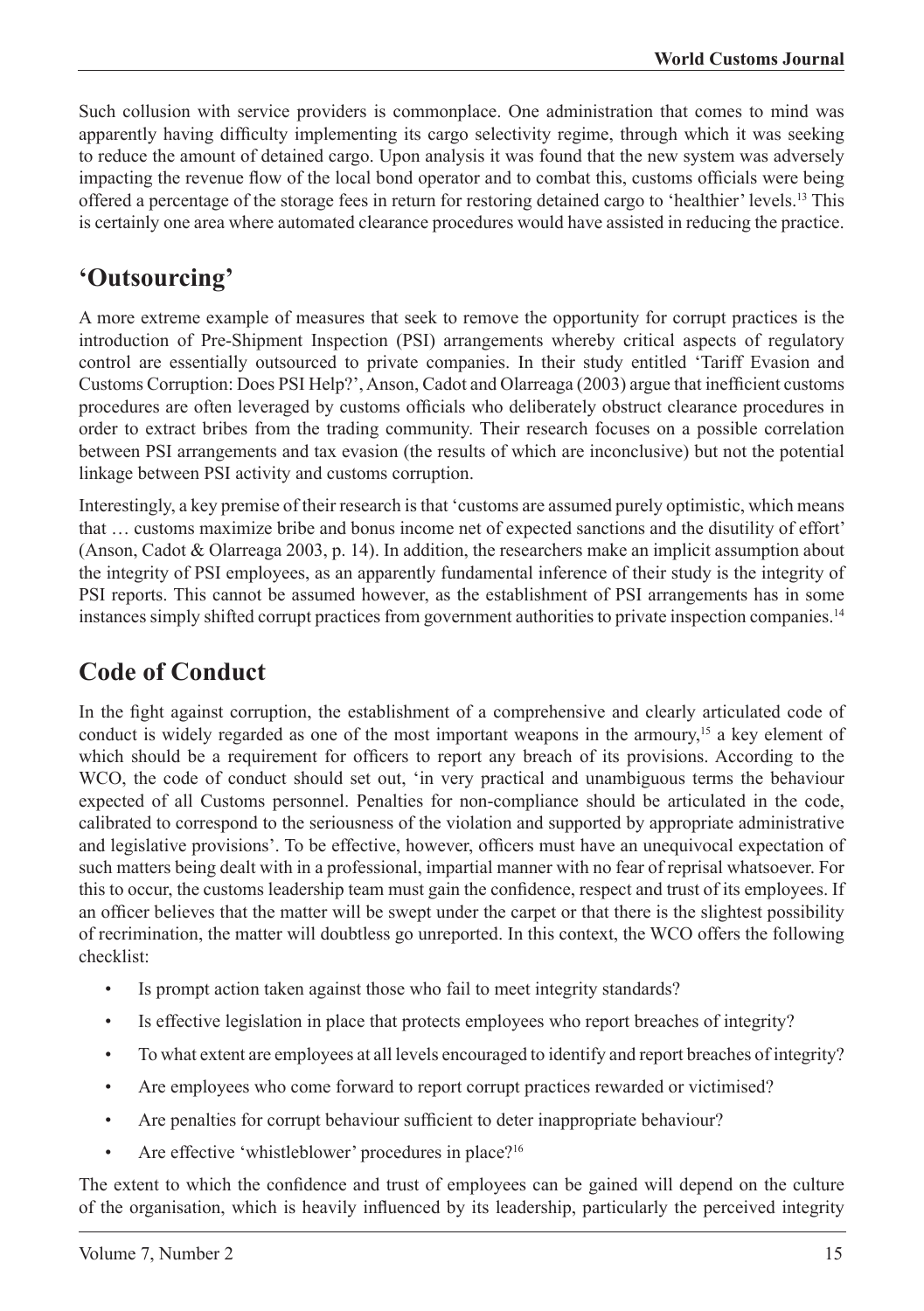Such collusion with service providers is commonplace. One administration that comes to mind was apparently having difficulty implementing its cargo selectivity regime, through which it was seeking to reduce the amount of detained cargo. Upon analysis it was found that the new system was adversely impacting the revenue flow of the local bond operator and to combat this, customs officials were being offered a percentage of the storage fees in return for restoring detained cargo to 'healthier' levels.[13] This is certainly one area where automated clearance procedures would have assisted in reducing the practice.

## 'Outsourcing'

A more extreme example of measures that seek to remove the opportunity for corrupt practices is the introduction of Pre-Shipment Inspection (PSI) arrangements whereby critical aspects of regulatory control are essentially outsourced to private companies. In their study entitled 'Tariff Evasion and Customs Corruption: Does PSI Help?', Anson, Cadot and Olarreaga (2003) argue that inefficient customs procedures are often leveraged by customs officials who deliberately obstruct clearance procedures in order to extract bribes from the trading community. Their research focuses on a possible correlation between PSI arrangements and tax evasion (the results of which are inconclusive) but not the potential linkage between PSI activity and customs corruption.

Interestingly, a key premise of their research is that 'customs are assumed purely optimistic, which means that … customs maximize bribe and bonus income net of expected sanctions and the disutility of effort' (Anson, Cadot & Olarreaga 2003, p. 14). In addition, the researchers make an implicit assumption about the integrity of PSI employees, as an apparently fundamental inference of their study is the integrity of PSI reports. This cannot be assumed however, as the establishment of PSI arrangements has in some instances simply shifted corrupt practices from government authorities to private inspection companies.[14]

## Code of Conduct

In the fight against corruption, the establishment of a comprehensive and clearly articulated code of conduct is widely regarded as one of the most important weapons in the armoury,[15] a key element of which should be a requirement for officers to report any breach of its provisions. According to the WCO, the code of conduct should set out, 'in very practical and unambiguous terms the behaviour expected of all Customs personnel. Penalties for non-compliance should be articulated in the code, calibrated to correspond to the seriousness of the violation and supported by appropriate administrative and legislative provisions'. To be effective, however, officers must have an unequivocal expectation of such matters being dealt with in a professional, impartial manner with no fear of reprisal whatsoever. For this to occur, the customs leadership team must gain the confidence, respect and trust of its employees. If an officer believes that the matter will be swept under the carpet or that there is the slightest possibility of recrimination, the matter will doubtless go unreported. In this context, the WCO offers the following checklist:

- Is prompt action taken against those who fail to meet integrity standards?
- Is effective legislation in place that protects employees who report breaches of integrity?
- To what extent are employees at all levels encouraged to identify and report breaches of integrity?
- Are employees who come forward to report corrupt practices rewarded or victimised?
- Are penalties for corrupt behaviour sufficient to deter inappropriate behaviour?
- Are effective 'whistleblower' procedures in place?[16]

The extent to which the confidence and trust of employees can be gained will depend on the culture of the organisation, which is heavily influenced by its leadership, particularly the perceived integrity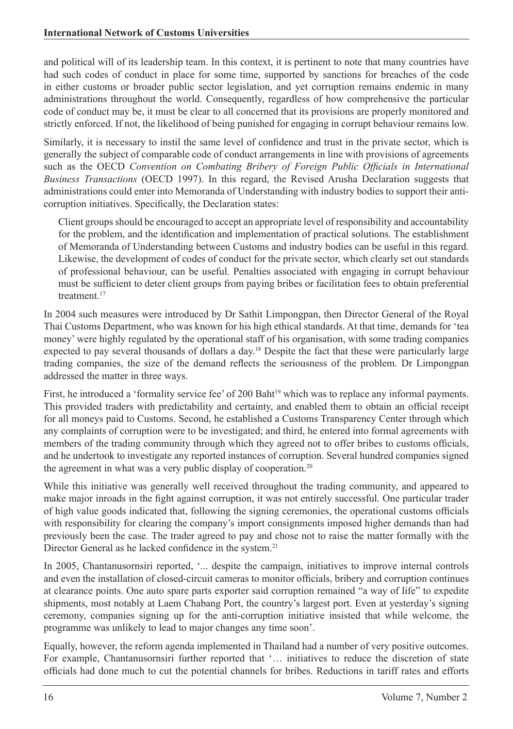and political will of its leadership team. In this context, it is pertinent to note that many countries have had such codes of conduct in place for some time, supported by sanctions for breaches of the code in either customs or broader public sector legislation, and yet corruption remains endemic in many administrations throughout the world. Consequently, regardless of how comprehensive the particular code of conduct may be, it must be clear to all concerned that its provisions are properly monitored and strictly enforced. If not, the likelihood of being punished for engaging in corrupt behaviour remains low.

Similarly, it is necessary to instil the same level of confidence and trust in the private sector, which is generally the subject of comparable code of conduct arrangements in line with provisions of agreements such as the OECD *Convention on Combating Bribery of Foreign Public Officials in International Business Transactions* (OECD 1997). In this regard, the Revised Arusha Declaration suggests that administrations could enter into Memoranda of Understanding with industry bodies to support their anti-corruption initiatives. Specifically, the Declaration states:

> Client groups should be encouraged to accept an appropriate level of responsibility and accountability for the problem, and the identification and implementation of practical solutions. The establishment of Memoranda of Understanding between Customs and industry bodies can be useful in this regard. Likewise, the development of codes of conduct for the private sector, which clearly set out standards of professional behaviour, can be useful. Penalties associated with engaging in corrupt behaviour must be sufficient to deter client groups from paying bribes or facilitation fees to obtain preferential treatment.[17]

In 2004 such measures were introduced by Dr Sathit Limpongpan, then Director General of the Royal Thai Customs Department, who was known for his high ethical standards. At that time, demands for 'tea money' were highly regulated by the operational staff of his organisation, with some trading companies expected to pay several thousands of dollars a day.[18] Despite the fact that these were particularly large trading companies, the size of the demand reflects the seriousness of the problem. Dr Limpongpan addressed the matter in three ways.

First, he introduced a 'formality service fee' of 200 Baht[19] which was to replace any informal payments. This provided traders with predictability and certainty, and enabled them to obtain an official receipt for all moneys paid to Customs. Second, he established a Customs Transparency Center through which any complaints of corruption were to be investigated; and third, he entered into formal agreements with members of the trading community through which they agreed not to offer bribes to customs officials, and he undertook to investigate any reported instances of corruption. Several hundred companies signed the agreement in what was a very public display of cooperation.[20]

While this initiative was generally well received throughout the trading community, and appeared to make major inroads in the fight against corruption, it was not entirely successful. One particular trader of high value goods indicated that, following the signing ceremonies, the operational customs officials with responsibility for clearing the company's import consignments imposed higher demands than had previously been the case. The trader agreed to pay and chose not to raise the matter formally with the Director General as he lacked confidence in the system.[21]

In 2005, Chantanusornsiri reported, '... despite the campaign, initiatives to improve internal controls and even the installation of closed-circuit cameras to monitor officials, bribery and corruption continues at clearance points. One auto spare parts exporter said corruption remained "a way of life" to expedite shipments, most notably at Laem Chabang Port, the country's largest port. Even at yesterday's signing ceremony, companies signing up for the anti-corruption initiative insisted that while welcome, the programme was unlikely to lead to major changes any time soon'.

Equally, however, the reform agenda implemented in Thailand had a number of very positive outcomes. For example, Chantanusornsiri further reported that '… initiatives to reduce the discretion of state officials had done much to cut the potential channels for bribes. Reductions in tariff rates and efforts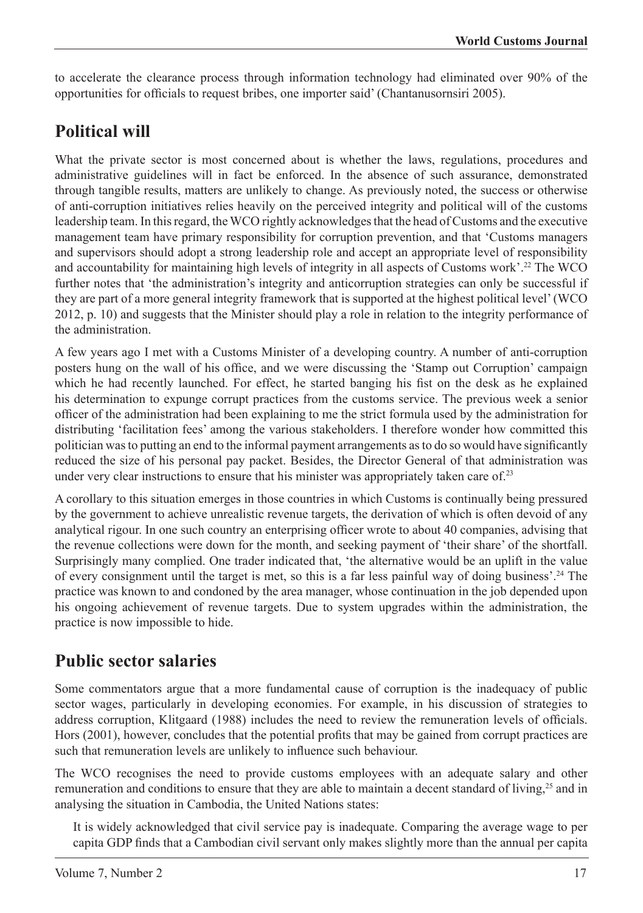to accelerate the clearance process through information technology had eliminated over 90% of the opportunities for officials to request bribes, one importer said' (Chantanusornsiri 2005).

## Political will

What the private sector is most concerned about is whether the laws, regulations, procedures and administrative guidelines will in fact be enforced. In the absence of such assurance, demonstrated through tangible results, matters are unlikely to change. As previously noted, the success or otherwise of anti-corruption initiatives relies heavily on the perceived integrity and political will of the customs leadership team. In this regard, the WCO rightly acknowledges that the head of Customs and the executive management team have primary responsibility for corruption prevention, and that 'Customs managers and supervisors should adopt a strong leadership role and accept an appropriate level of responsibility and accountability for maintaining high levels of integrity in all aspects of Customs work'.[22] The WCO further notes that 'the administration's integrity and anticorruption strategies can only be successful if they are part of a more general integrity framework that is supported at the highest political level' (WCO 2012, p. 10) and suggests that the Minister should play a role in relation to the integrity performance of the administration.

A few years ago I met with a Customs Minister of a developing country. A number of anti-corruption posters hung on the wall of his office, and we were discussing the 'Stamp out Corruption' campaign which he had recently launched. For effect, he started banging his fist on the desk as he explained his determination to expunge corrupt practices from the customs service. The previous week a senior officer of the administration had been explaining to me the strict formula used by the administration for distributing 'facilitation fees' among the various stakeholders. I therefore wonder how committed this politician was to putting an end to the informal payment arrangements as to do so would have significantly reduced the size of his personal pay packet. Besides, the Director General of that administration was under very clear instructions to ensure that his minister was appropriately taken care of.[23]

A corollary to this situation emerges in those countries in which Customs is continually being pressured by the government to achieve unrealistic revenue targets, the derivation of which is often devoid of any analytical rigour. In one such country an enterprising officer wrote to about 40 companies, advising that the revenue collections were down for the month, and seeking payment of 'their share' of the shortfall. Surprisingly many complied. One trader indicated that, 'the alternative would be an uplift in the value of every consignment until the target is met, so this is a far less painful way of doing business'.[24] The practice was known to and condoned by the area manager, whose continuation in the job depended upon his ongoing achievement of revenue targets. Due to system upgrades within the administration, the practice is now impossible to hide.

## Public sector salaries

Some commentators argue that a more fundamental cause of corruption is the inadequacy of public sector wages, particularly in developing economies. For example, in his discussion of strategies to address corruption, Klitgaard (1988) includes the need to review the remuneration levels of officials. Hors (2001), however, concludes that the potential profits that may be gained from corrupt practices are such that remuneration levels are unlikely to influence such behaviour.

The WCO recognises the need to provide customs employees with an adequate salary and other remuneration and conditions to ensure that they are able to maintain a decent standard of living,[25] and in analysing the situation in Cambodia, the United Nations states:

> It is widely acknowledged that civil service pay is inadequate. Comparing the average wage to per capita GDP finds that a Cambodian civil servant only makes slightly more than the annual per capita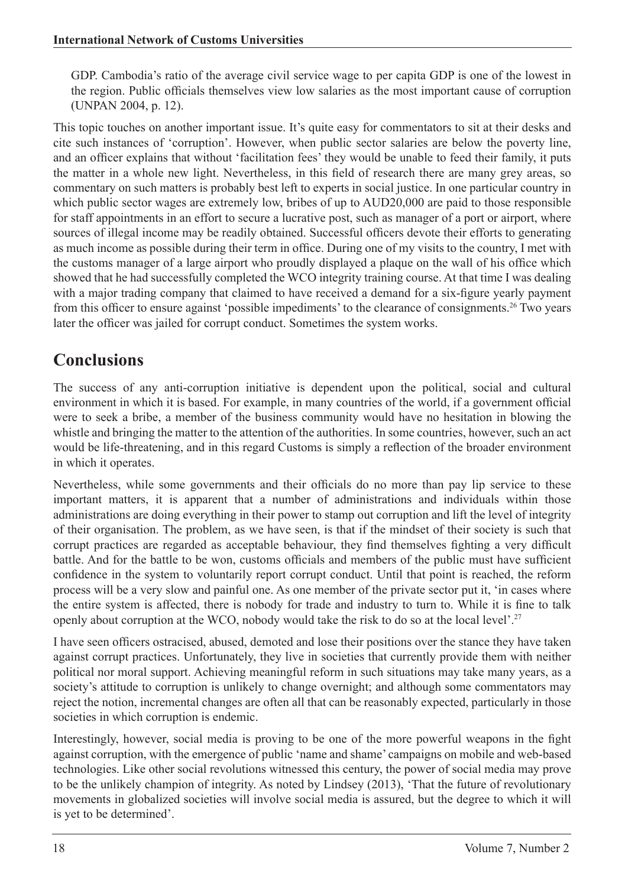GDP. Cambodia's ratio of the average civil service wage to per capita GDP is one of the lowest in the region. Public officials themselves view low salaries as the most important cause of corruption (UNPAN 2004, p. 12).

This topic touches on another important issue. It's quite easy for commentators to sit at their desks and cite such instances of 'corruption'. However, when public sector salaries are below the poverty line, and an officer explains that without 'facilitation fees' they would be unable to feed their family, it puts the matter in a whole new light. Nevertheless, in this field of research there are many grey areas, so commentary on such matters is probably best left to experts in social justice. In one particular country in which public sector wages are extremely low, bribes of up to AUD20,000 are paid to those responsible for staff appointments in an effort to secure a lucrative post, such as manager of a port or airport, where sources of illegal income may be readily obtained. Successful officers devote their efforts to generating as much income as possible during their term in office. During one of my visits to the country, I met with the customs manager of a large airport who proudly displayed a plaque on the wall of his office which showed that he had successfully completed the WCO integrity training course. At that time I was dealing with a major trading company that claimed to have received a demand for a six-figure yearly payment from this officer to ensure against 'possible impediments' to the clearance of consignments.[26] Two years later the officer was jailed for corrupt conduct. Sometimes the system works.

## Conclusions

The success of any anti-corruption initiative is dependent upon the political, social and cultural environment in which it is based. For example, in many countries of the world, if a government official were to seek a bribe, a member of the business community would have no hesitation in blowing the whistle and bringing the matter to the attention of the authorities. In some countries, however, such an act would be life-threatening, and in this regard Customs is simply a reflection of the broader environment in which it operates.

Nevertheless, while some governments and their officials do no more than pay lip service to these important matters, it is apparent that a number of administrations and individuals within those administrations are doing everything in their power to stamp out corruption and lift the level of integrity of their organisation. The problem, as we have seen, is that if the mindset of their society is such that corrupt practices are regarded as acceptable behaviour, they find themselves fighting a very difficult battle. And for the battle to be won, customs officials and members of the public must have sufficient confidence in the system to voluntarily report corrupt conduct. Until that point is reached, the reform process will be a very slow and painful one. As one member of the private sector put it, 'in cases where the entire system is affected, there is nobody for trade and industry to turn to. While it is fine to talk openly about corruption at the WCO, nobody would take the risk to do so at the local level'.[27]

I have seen officers ostracised, abused, demoted and lose their positions over the stance they have taken against corrupt practices. Unfortunately, they live in societies that currently provide them with neither political nor moral support. Achieving meaningful reform in such situations may take many years, as a society's attitude to corruption is unlikely to change overnight; and although some commentators may reject the notion, incremental changes are often all that can be reasonably expected, particularly in those societies in which corruption is endemic.

Interestingly, however, social media is proving to be one of the more powerful weapons in the fight against corruption, with the emergence of public 'name and shame' campaigns on mobile and web-based technologies. Like other social revolutions witnessed this century, the power of social media may prove to be the unlikely champion of integrity. As noted by Lindsey (2013), 'That the future of revolutionary movements in globalized societies will involve social media is assured, but the degree to which it will is yet to be determined'.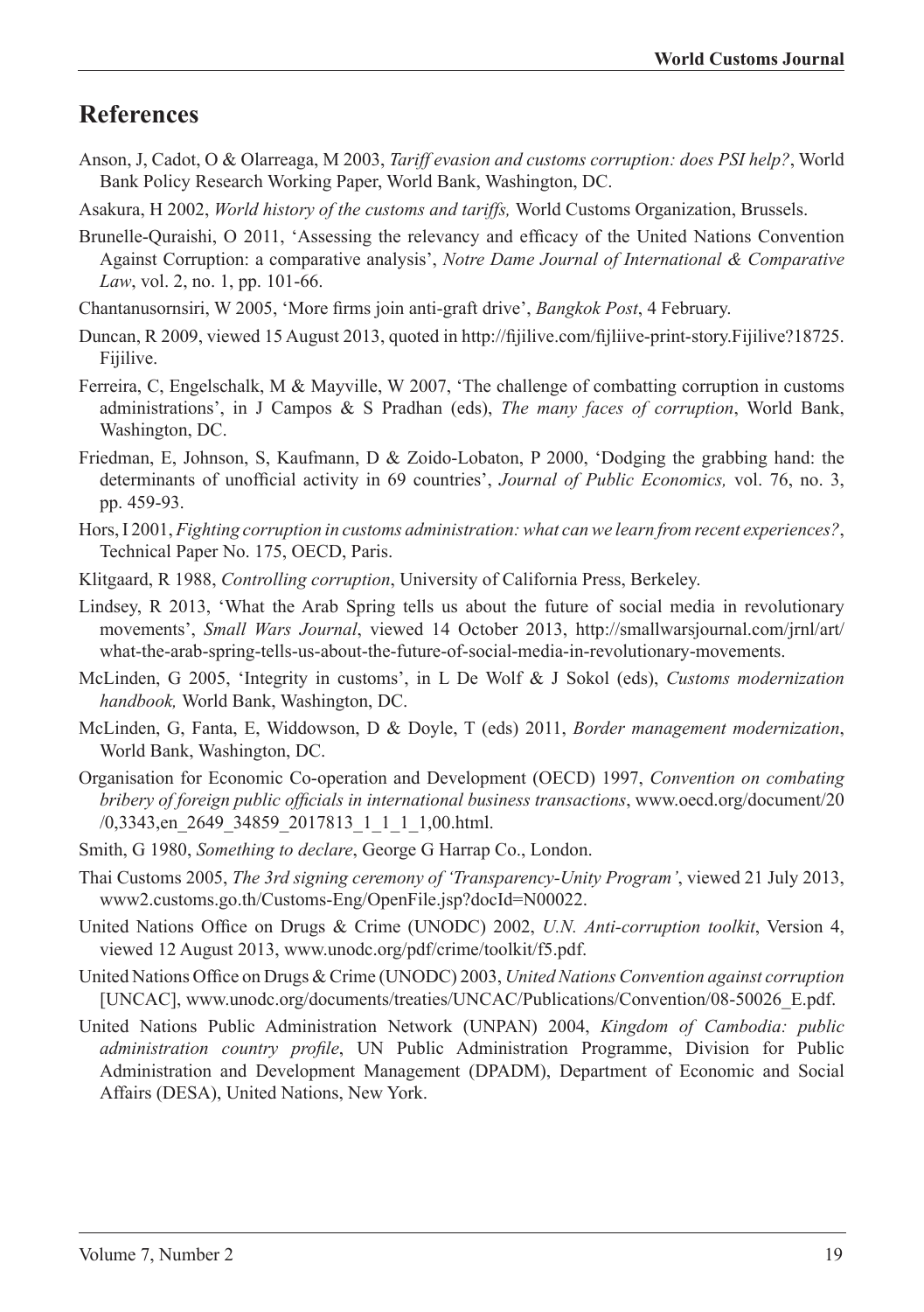## References

Anson, J, Cadot, O & Olarreaga, M 2003, *Tariff evasion and customs corruption: does PSI help?*, World Bank Policy Research Working Paper, World Bank, Washington, DC.

Asakura, H 2002, *World history of the customs and tariffs,* World Customs Organization, Brussels.

Brunelle-Quraishi, O 2011, 'Assessing the relevancy and efficacy of the United Nations Convention Against Corruption: a comparative analysis', *Notre Dame Journal of International & Comparative Law*, vol. 2, no. 1, pp. 101-66.

Chantanusornsiri, W 2005, 'More firms join anti-graft drive', *Bangkok Post*, 4 February.

Duncan, R 2009, viewed 15 August 2013, quoted in http://fijilive.com/fijliive-print-story.Fijilive?18725. Fijilive.

Ferreira, C, Engelschalk, M & Mayville, W 2007, 'The challenge of combatting corruption in customs administrations', in J Campos & S Pradhan (eds), *The many faces of corruption*, World Bank, Washington, DC.

Friedman, E, Johnson, S, Kaufmann, D & Zoido-Lobaton, P 2000, 'Dodging the grabbing hand: the determinants of unofficial activity in 69 countries', *Journal of Public Economics,* vol. 76, no. 3, pp. 459-93.

Hors, I 2001, *Fighting corruption in customs administration: what can we learn from recent experiences?*, Technical Paper No. 175, OECD, Paris.

Klitgaard, R 1988, *Controlling corruption*, University of California Press, Berkeley.

Lindsey, R 2013, 'What the Arab Spring tells us about the future of social media in revolutionary movements', *Small Wars Journal*, viewed 14 October 2013, http://smallwarsjournal.com/jrnl/art/what-the-arab-spring-tells-us-about-the-future-of-social-media-in-revolutionary-movements.

McLinden, G 2005, 'Integrity in customs', in L De Wolf & J Sokol (eds), *Customs modernization handbook,* World Bank, Washington, DC.

McLinden, G, Fanta, E, Widdowson, D & Doyle, T (eds) 2011, *Border management modernization*, World Bank, Washington, DC.

Organisation for Economic Co-operation and Development (OECD) 1997, *Convention on combating bribery of foreign public officials in international business transactions*, www.oecd.org/document/20/0,3343,en_2649_34859_2017813_1_1_1_1,00.html.

Smith, G 1980, *Something to declare*, George G Harrap Co., London.

Thai Customs 2005, *The 3rd signing ceremony of 'Transparency-Unity Program'*, viewed 21 July 2013, www2.customs.go.th/Customs-Eng/OpenFile.jsp?docId=N00022.

United Nations Office on Drugs & Crime (UNODC) 2002, *U.N. Anti-corruption toolkit*, Version 4, viewed 12 August 2013, www.unodc.org/pdf/crime/toolkit/f5.pdf.

United Nations Office on Drugs & Crime (UNODC) 2003, *United Nations Convention against corruption* [UNCAC], www.unodc.org/documents/treaties/UNCAC/Publications/Convention/08-50026_E.pdf.

United Nations Public Administration Network (UNPAN) 2004, *Kingdom of Cambodia: public administration country profile*, UN Public Administration Programme, Division for Public Administration and Development Management (DPADM), Department of Economic and Social Affairs (DESA), United Nations, New York.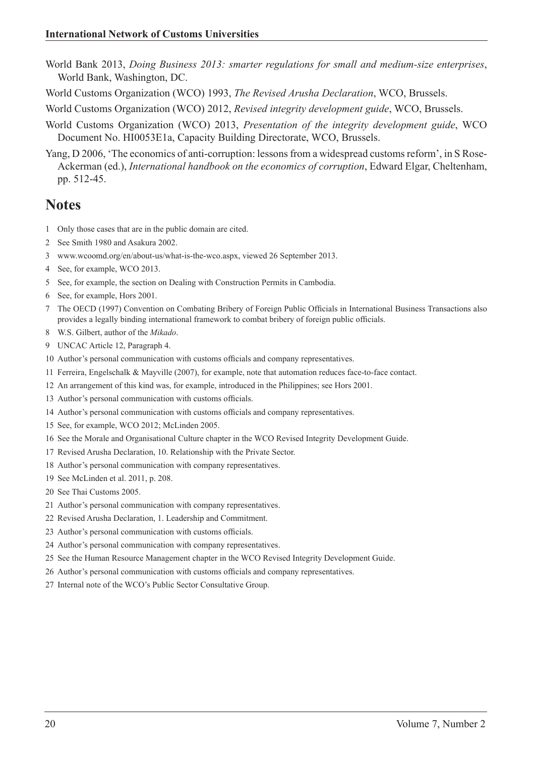World Bank 2013, *Doing Business 2013: smarter regulations for small and medium-size enterprises*, World Bank, Washington, DC.

World Customs Organization (WCO) 1993, *The Revised Arusha Declaration*, WCO, Brussels.

World Customs Organization (WCO) 2012, *Revised integrity development guide*, WCO, Brussels.

World Customs Organization (WCO) 2013, *Presentation of the integrity development guide*, WCO Document No. HI0053E1a, Capacity Building Directorate, WCO, Brussels.

Yang, D 2006, 'The economics of anti-corruption: lessons from a widespread customs reform', in S Rose-Ackerman (ed.), *International handbook on the economics of corruption*, Edward Elgar, Cheltenham, pp. 512-45.

## Notes

1 Only those cases that are in the public domain are cited.

2 See Smith 1980 and Asakura 2002.

3 www.wcoomd.org/en/about-us/what-is-the-wco.aspx, viewed 26 September 2013.

4 See, for example, WCO 2013.

5 See, for example, the section on Dealing with Construction Permits in Cambodia.

6 See, for example, Hors 2001.

7 The OECD (1997) Convention on Combating Bribery of Foreign Public Officials in International Business Transactions also provides a legally binding international framework to combat bribery of foreign public officials.

8 W.S. Gilbert, author of the *Mikado*.

9 UNCAC Article 12, Paragraph 4.

10 Author's personal communication with customs officials and company representatives.

11 Ferreira, Engelschalk & Mayville (2007), for example, note that automation reduces face-to-face contact.

12 An arrangement of this kind was, for example, introduced in the Philippines; see Hors 2001.

13 Author's personal communication with customs officials.

14 Author's personal communication with customs officials and company representatives.

15 See, for example, WCO 2012; McLinden 2005.

16 See the Morale and Organisational Culture chapter in the WCO Revised Integrity Development Guide.

17 Revised Arusha Declaration, 10. Relationship with the Private Sector.

18 Author's personal communication with company representatives.

19 See McLinden et al. 2011, p. 208.

20 See Thai Customs 2005.

21 Author's personal communication with company representatives.

22 Revised Arusha Declaration, 1. Leadership and Commitment.

23 Author's personal communication with customs officials.

24 Author's personal communication with company representatives.

25 See the Human Resource Management chapter in the WCO Revised Integrity Development Guide.

26 Author's personal communication with customs officials and company representatives.

27 Internal note of the WCO's Public Sector Consultative Group.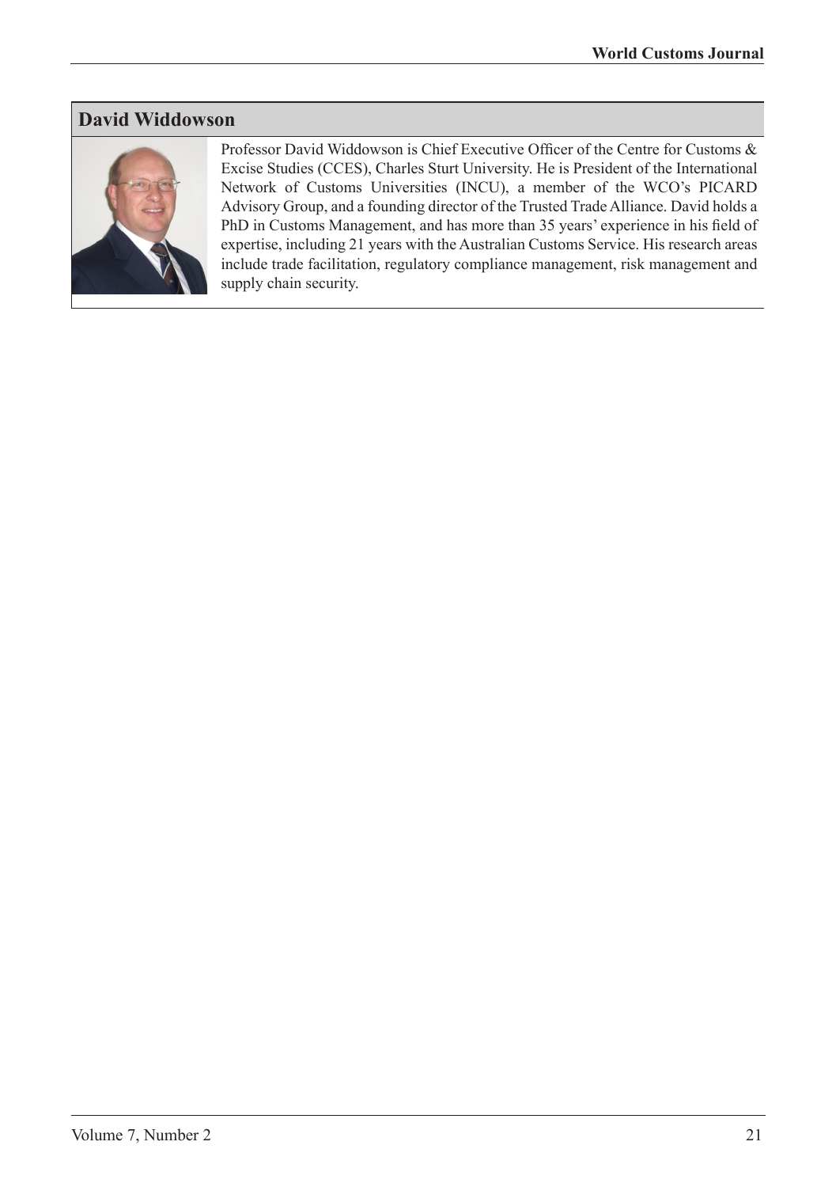## David Widdowson

Professor David Widdowson is Chief Executive Officer of the Centre for Customs & Excise Studies (CCES), Charles Sturt University. He is President of the International Network of Customs Universities (INCU), a member of the WCO's PICARD Advisory Group, and a founding director of the Trusted Trade Alliance. David holds a PhD in Customs Management, and has more than 35 years' experience in his field of expertise, including 21 years with the Australian Customs Service. His research areas include trade facilitation, regulatory compliance management, risk management and supply chain security.